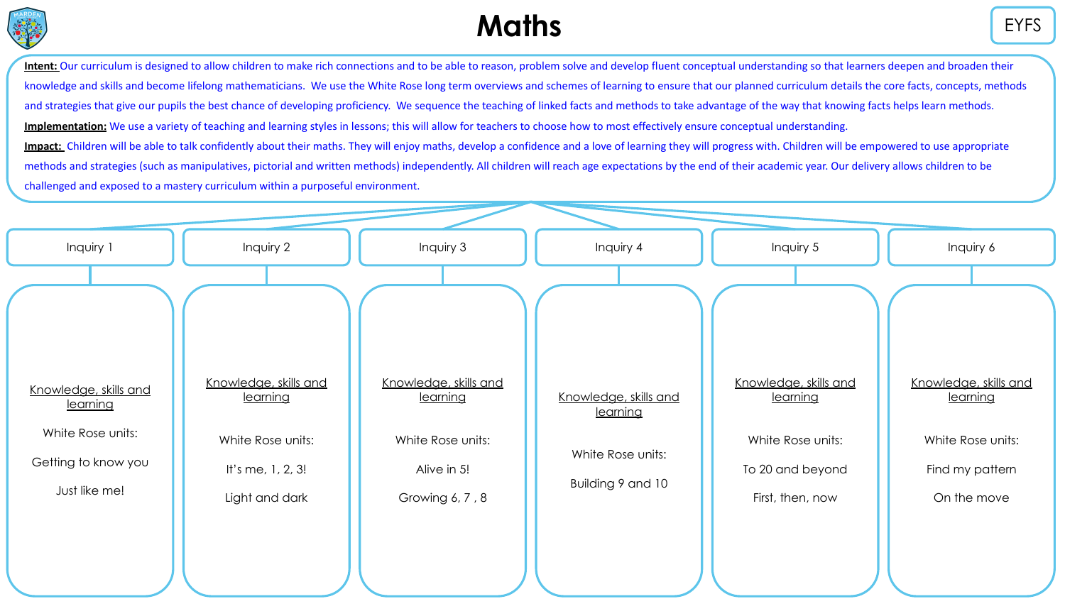# Maths

EYFS

**Intent:** Our curriculum is designed to allow children to make rich connections and to be able to reason, problem solve and develop fluent conceptual understanding so that learners deepen and broaden their knowledge and skills and become lifelong mathematicians. We use the White Rose long term overviews and schemes of learning to ensure that our planned curriculum details the core facts, concepts, methods and strategies that give our pupils the best chance of developing proficiency. We sequence the teaching of linked facts and methods to take advantage of the way that knowing facts helps learn methods.

**Implementation:** We use a variety of teaching and learning styles in lessons; this will allow for teachers to choose how to most effectively ensure conceptual understanding.

**Impact:** Children will be able to talk confidently about their maths. They will enjoy maths, develop a confidence and a love of learning they will progress with. Children will be empowered to use appropriate methods and strategies (such as manipulatives, pictorial and written methods) independently. All children will reach age expectations by the end of their academic year. Our delivery allows children to be challenged and exposed to a mastery curriculum within a purposeful environment.

| Inquiry 1 | Inquiry 2 | Inquiry 3 | Inquiry 4 | Inquiry 5 | Inquiry 6 |
|---|---|---|---|---|---|
| Knowledge, skills and learning<br><br>White Rose units:<br><br>Getting to know you<br><br>Just like me! | Knowledge, skills and learning<br><br>White Rose units:<br><br>It's me, 1, 2, 3!<br><br>Light and dark | Knowledge, skills and learning<br><br>White Rose units:<br><br>Alive in 5!<br><br>Growing 6, 7 , 8 | Knowledge, skills and learning<br><br>White Rose units:<br><br>Building 9 and 10 | Knowledge, skills and learning<br><br>White Rose units:<br><br>To 20 and beyond<br><br>First, then, now | Knowledge, skills and learning<br><br>White Rose units:<br><br>Find my pattern<br><br>On the move |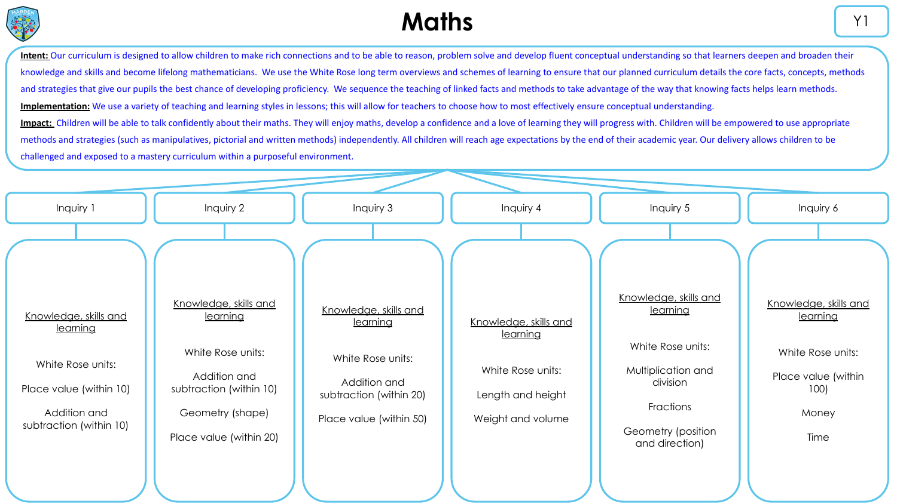# Maths

Y1

**Intent:** Our curriculum is designed to allow children to make rich connections and to be able to reason, problem solve and develop fluent conceptual understanding so that learners deepen and broaden their knowledge and skills and become lifelong mathematicians. We use the White Rose long term overviews and schemes of learning to ensure that our planned curriculum details the core facts, concepts, methods and strategies that give our pupils the best chance of developing proficiency. We sequence the teaching of linked facts and methods to take advantage of the way that knowing facts helps learn methods.

**Implementation:** We use a variety of teaching and learning styles in lessons; this will allow for teachers to choose how to most effectively ensure conceptual understanding.

**Impact:** Children will be able to talk confidently about their maths. They will enjoy maths, develop a confidence and a love of learning they will progress with. Children will be empowered to use appropriate methods and strategies (such as manipulatives, pictorial and written methods) independently. All children will reach age expectations by the end of their academic year. Our delivery allows children to be challenged and exposed to a mastery curriculum within a purposeful environment.

## Inquiry 1

Knowledge, skills and learning

White Rose units:

- Place value (within 10)
- Addition and subtraction (within 10)

## Inquiry 2

Knowledge, skills and learning

White Rose units:

- Addition and subtraction (within 10)
- Geometry (shape)
- Place value (within 20)

## Inquiry 3

Knowledge, skills and learning

White Rose units:

- Addition and subtraction (within 20)
- Place value (within 50)

## Inquiry 4

Knowledge, skills and learning

White Rose units:

- Length and height
- Weight and volume

## Inquiry 5

Knowledge, skills and learning

White Rose units:

- Multiplication and division
- Fractions
- Geometry (position and direction)

## Inquiry 6

Knowledge, skills and learning

White Rose units:

- Place value (within 100)
- Money
- Time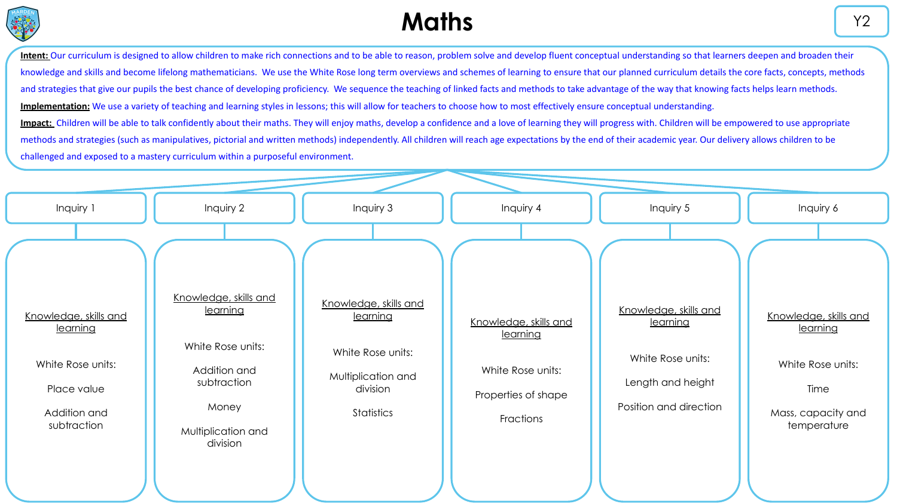# Maths

Y2

**Intent:** Our curriculum is designed to allow children to make rich connections and to be able to reason, problem solve and develop fluent conceptual understanding so that learners deepen and broaden their knowledge and skills and become lifelong mathematicians. We use the White Rose long term overviews and schemes of learning to ensure that our planned curriculum details the core facts, concepts, methods and strategies that give our pupils the best chance of developing proficiency. We sequence the teaching of linked facts and methods to take advantage of the way that knowing facts helps learn methods.

**Implementation:** We use a variety of teaching and learning styles in lessons; this will allow for teachers to choose how to most effectively ensure conceptual understanding.

**Impact:** Children will be able to talk confidently about their maths. They will enjoy maths, develop a confidence and a love of learning they will progress with. Children will be empowered to use appropriate methods and strategies (such as manipulatives, pictorial and written methods) independently. All children will reach age expectations by the end of their academic year. Our delivery allows children to be challenged and exposed to a mastery curriculum within a purposeful environment.

## Inquiry 1

Knowledge, skills and learning

White Rose units:

- Place value
- Addition and subtraction

## Inquiry 2

Knowledge, skills and learning

White Rose units:

- Addition and subtraction
- Money
- Multiplication and division

## Inquiry 3

Knowledge, skills and learning

White Rose units:

- Multiplication and division
- Statistics

## Inquiry 4

Knowledge, skills and learning

White Rose units:

- Properties of shape
- Fractions

## Inquiry 5

Knowledge, skills and learning

White Rose units:

- Length and height
- Position and direction

## Inquiry 6

Knowledge, skills and learning

White Rose units:

- Time
- Mass, capacity and temperature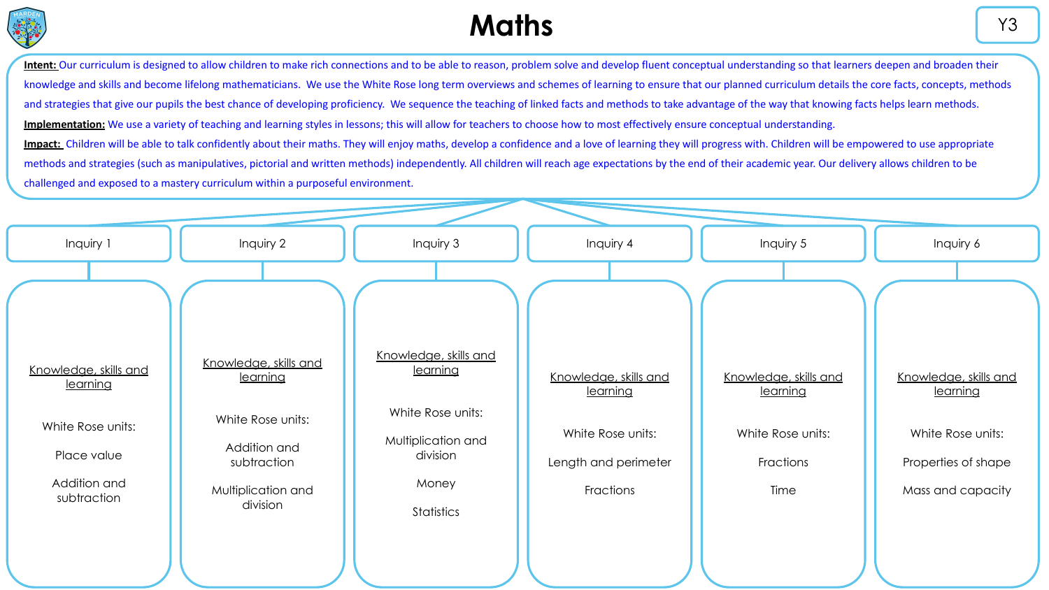# Maths

Y3

**Intent:** Our curriculum is designed to allow children to make rich connections and to be able to reason, problem solve and develop fluent conceptual understanding so that learners deepen and broaden their knowledge and skills and become lifelong mathematicians. We use the White Rose long term overviews and schemes of learning to ensure that our planned curriculum details the core facts, concepts, methods and strategies that give our pupils the best chance of developing proficiency. We sequence the teaching of linked facts and methods to take advantage of the way that knowing facts helps learn methods.

**Implementation:** We use a variety of teaching and learning styles in lessons; this will allow for teachers to choose how to most effectively ensure conceptual understanding.

**Impact:** Children will be able to talk confidently about their maths. They will enjoy maths, develop a confidence and a love of learning they will progress with. Children will be empowered to use appropriate methods and strategies (such as manipulatives, pictorial and written methods) independently. All children will reach age expectations by the end of their academic year. Our delivery allows children to be challenged and exposed to a mastery curriculum within a purposeful environment.

## Inquiry 1

Knowledge, skills and learning

White Rose units:

Place value

Addition and subtraction

## Inquiry 2

Knowledge, skills and learning

White Rose units:

Addition and subtraction

Multiplication and division

## Inquiry 3

Knowledge, skills and learning

White Rose units:

Multiplication and division

Money

Statistics

## Inquiry 4

Knowledge, skills and learning

White Rose units:

Length and perimeter

Fractions

## Inquiry 5

Knowledge, skills and learning

White Rose units:

Fractions

Time

## Inquiry 6

Knowledge, skills and learning

White Rose units:

Properties of shape

Mass and capacity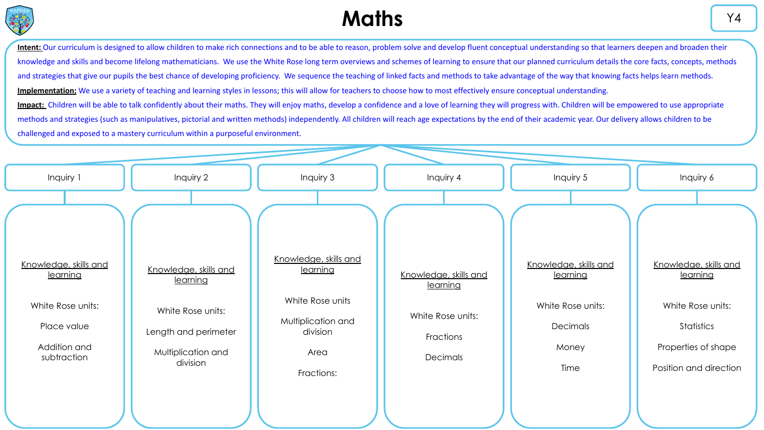# Maths

Y4

**Intent:** Our curriculum is designed to allow children to make rich connections and to be able to reason, problem solve and develop fluent conceptual understanding so that learners deepen and broaden their knowledge and skills and become lifelong mathematicians. We use the White Rose long term overviews and schemes of learning to ensure that our planned curriculum details the core facts, concepts, methods and strategies that give our pupils the best chance of developing proficiency. We sequence the teaching of linked facts and methods to take advantage of the way that knowing facts helps learn methods.

**Implementation:** We use a variety of teaching and learning styles in lessons; this will allow for teachers to choose how to most effectively ensure conceptual understanding.

**Impact:** Children will be able to talk confidently about their maths. They will enjoy maths, develop a confidence and a love of learning they will progress with. Children will be empowered to use appropriate methods and strategies (such as manipulatives, pictorial and written methods) independently. All children will reach age expectations by the end of their academic year. Our delivery allows children to be challenged and exposed to a mastery curriculum within a purposeful environment.

## Inquiry 1

Knowledge, skills and learning

White Rose units:

- Place value
- Addition and subtraction

## Inquiry 2

Knowledge, skills and learning

White Rose units:

- Length and perimeter
- Multiplication and division

## Inquiry 3

Knowledge, skills and learning

White Rose units

- Multiplication and division
- Area
- Fractions:

## Inquiry 4

Knowledge, skills and learning

White Rose units:

- Fractions
- Decimals

## Inquiry 5

Knowledge, skills and learning

White Rose units:

- Decimals
- Money
- Time

## Inquiry 6

Knowledge, skills and learning

White Rose units:

- Statistics
- Properties of shape
- Position and direction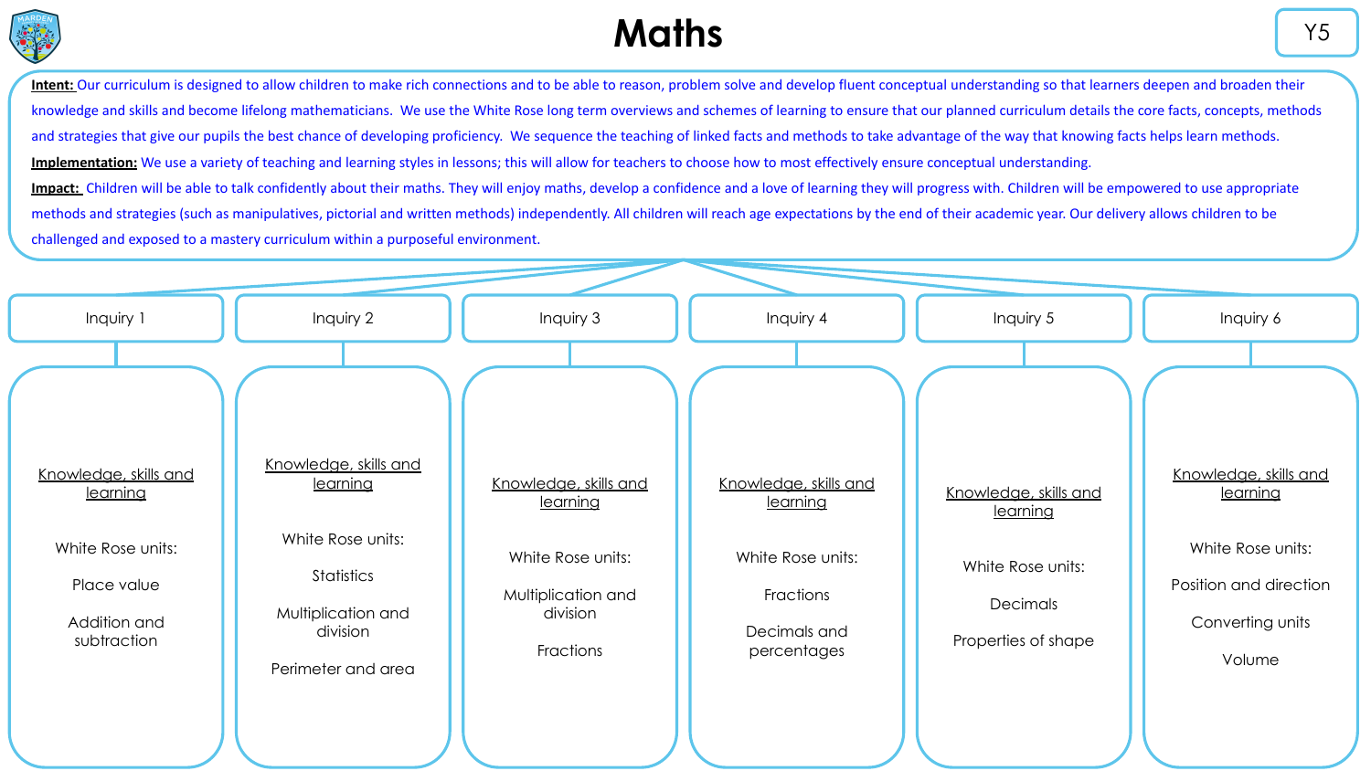# Maths

Y5

**Intent:** Our curriculum is designed to allow children to make rich connections and to be able to reason, problem solve and develop fluent conceptual understanding so that learners deepen and broaden their knowledge and skills and become lifelong mathematicians. We use the White Rose long term overviews and schemes of learning to ensure that our planned curriculum details the core facts, concepts, methods and strategies that give our pupils the best chance of developing proficiency. We sequence the teaching of linked facts and methods to take advantage of the way that knowing facts helps learn methods.

**Implementation:** We use a variety of teaching and learning styles in lessons; this will allow for teachers to choose how to most effectively ensure conceptual understanding.

**Impact:** Children will be able to talk confidently about their maths. They will enjoy maths, develop a confidence and a love of learning they will progress with. Children will be empowered to use appropriate methods and strategies (such as manipulatives, pictorial and written methods) independently. All children will reach age expectations by the end of their academic year. Our delivery allows children to be challenged and exposed to a mastery curriculum within a purposeful environment.

## Inquiry 1

Knowledge, skills and learning

White Rose units:

- Place value
- Addition and subtraction

## Inquiry 2

Knowledge, skills and learning

White Rose units:

- Statistics
- Multiplication and division
- Perimeter and area

## Inquiry 3

Knowledge, skills and learning

White Rose units:

- Multiplication and division
- Fractions

## Inquiry 4

Knowledge, skills and learning

White Rose units:

- Fractions
- Decimals and percentages

## Inquiry 5

Knowledge, skills and learning

White Rose units:

- Decimals
- Properties of shape

## Inquiry 6

Knowledge, skills and learning

White Rose units:

- Position and direction
- Converting units
- Volume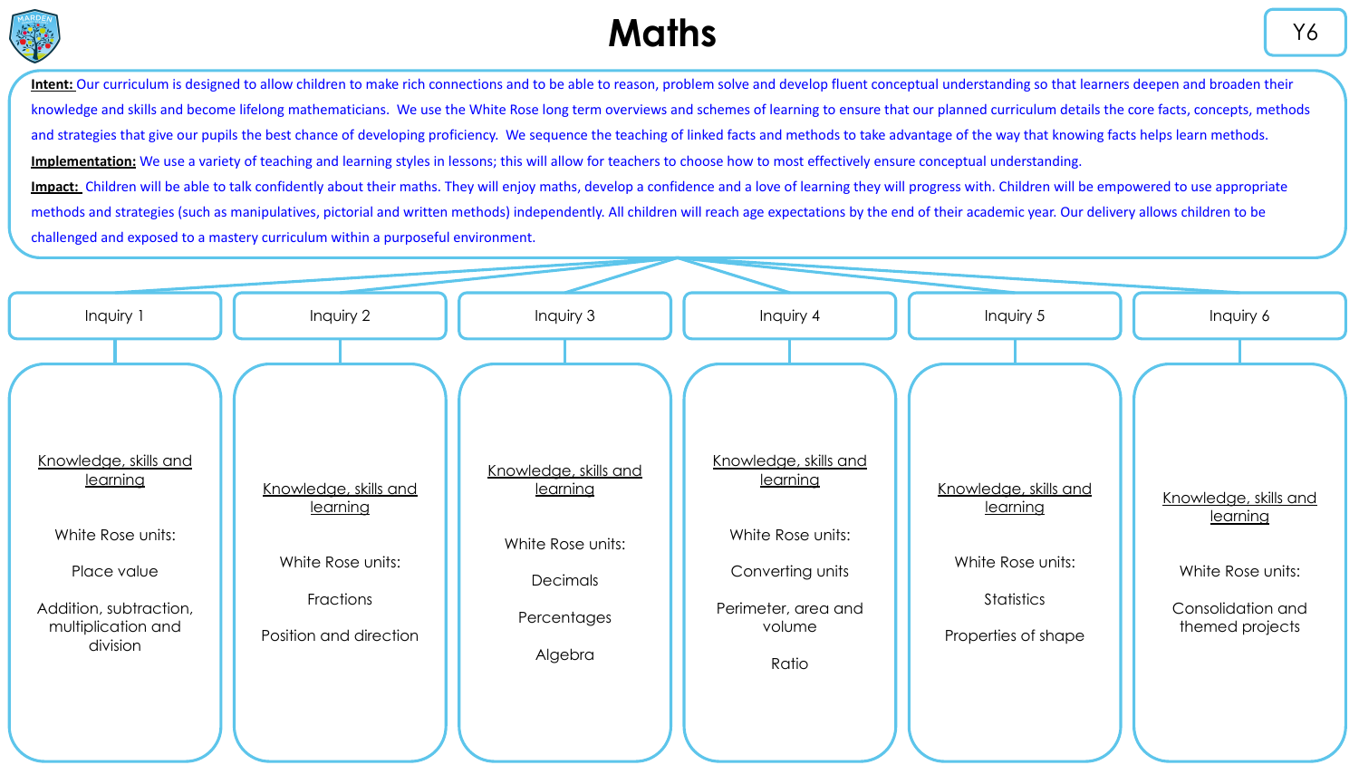# Maths

Y6

**Intent:** Our curriculum is designed to allow children to make rich connections and to be able to reason, problem solve and develop fluent conceptual understanding so that learners deepen and broaden their knowledge and skills and become lifelong mathematicians. We use the White Rose long term overviews and schemes of learning to ensure that our planned curriculum details the core facts, concepts, methods and strategies that give our pupils the best chance of developing proficiency. We sequence the teaching of linked facts and methods to take advantage of the way that knowing facts helps learn methods.

**Implementation:** We use a variety of teaching and learning styles in lessons; this will allow for teachers to choose how to most effectively ensure conceptual understanding.

**Impact:** Children will be able to talk confidently about their maths. They will enjoy maths, develop a confidence and a love of learning they will progress with. Children will be empowered to use appropriate methods and strategies (such as manipulatives, pictorial and written methods) independently. All children will reach age expectations by the end of their academic year. Our delivery allows children to be challenged and exposed to a mastery curriculum within a purposeful environment.

## Inquiry 1

Knowledge, skills and learning

White Rose units:

Place value

Addition, subtraction, multiplication and division

## Inquiry 2

Knowledge, skills and learning

White Rose units:

Fractions

Position and direction

## Inquiry 3

Knowledge, skills and learning

White Rose units:

Decimals

Percentages

Algebra

## Inquiry 4

Knowledge, skills and learning

White Rose units:

Converting units

Perimeter, area and volume

Ratio

## Inquiry 5

Knowledge, skills and learning

White Rose units:

Statistics

Properties of shape

## Inquiry 6

Knowledge, skills and learning

White Rose units:

Consolidation and themed projects